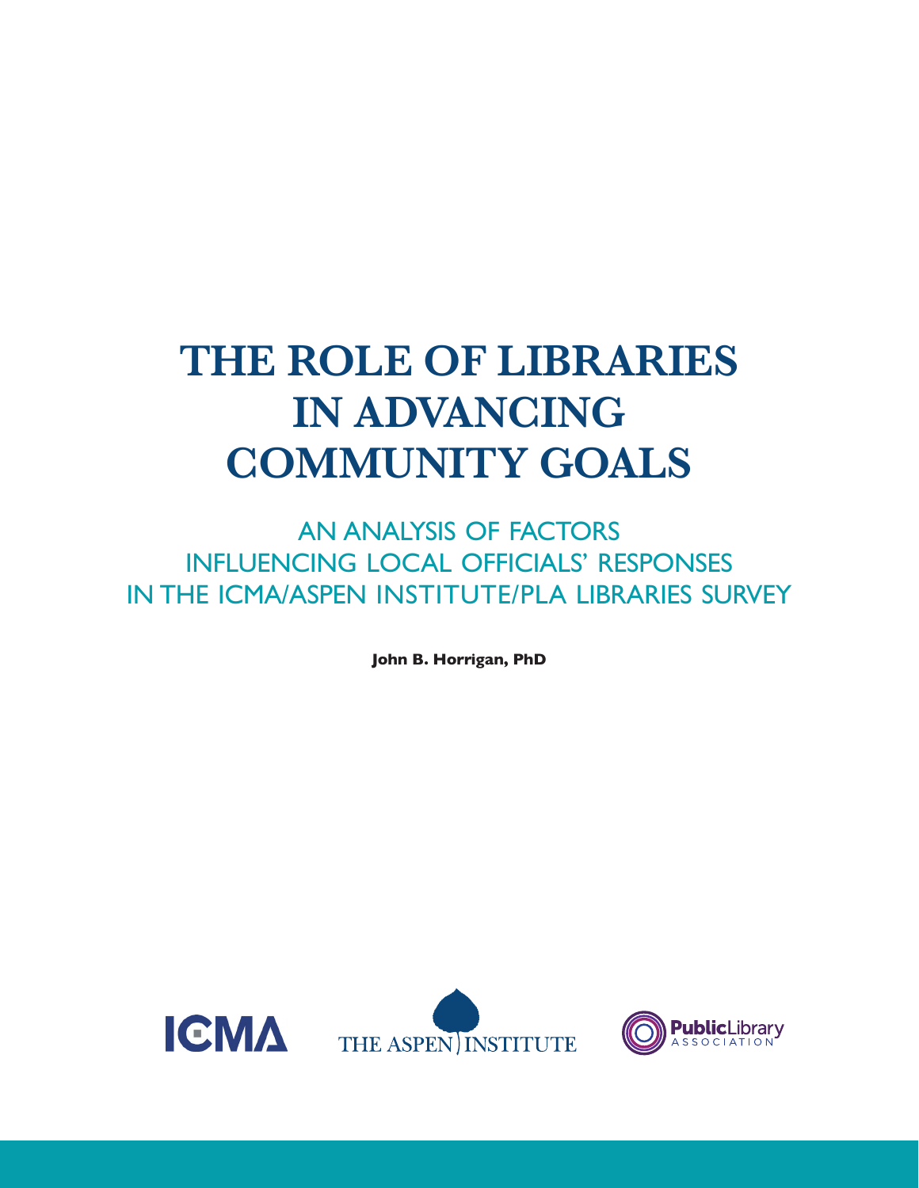# THE ROLE OF LIBRARIES IN ADVANCING COMMUNITY GOALS

## AN ANALYSIS OF FACTORS INFLUENCING LOCAL OFFICIALS' RESPONSES IN THE ICMA/ASPEN INSTITUTE/PLA LIBRARIES SURVEY

**John B. Horrigan, PhD**

ICMA

THE ASPEN INSTITUTE

Public Library ASSOCIATION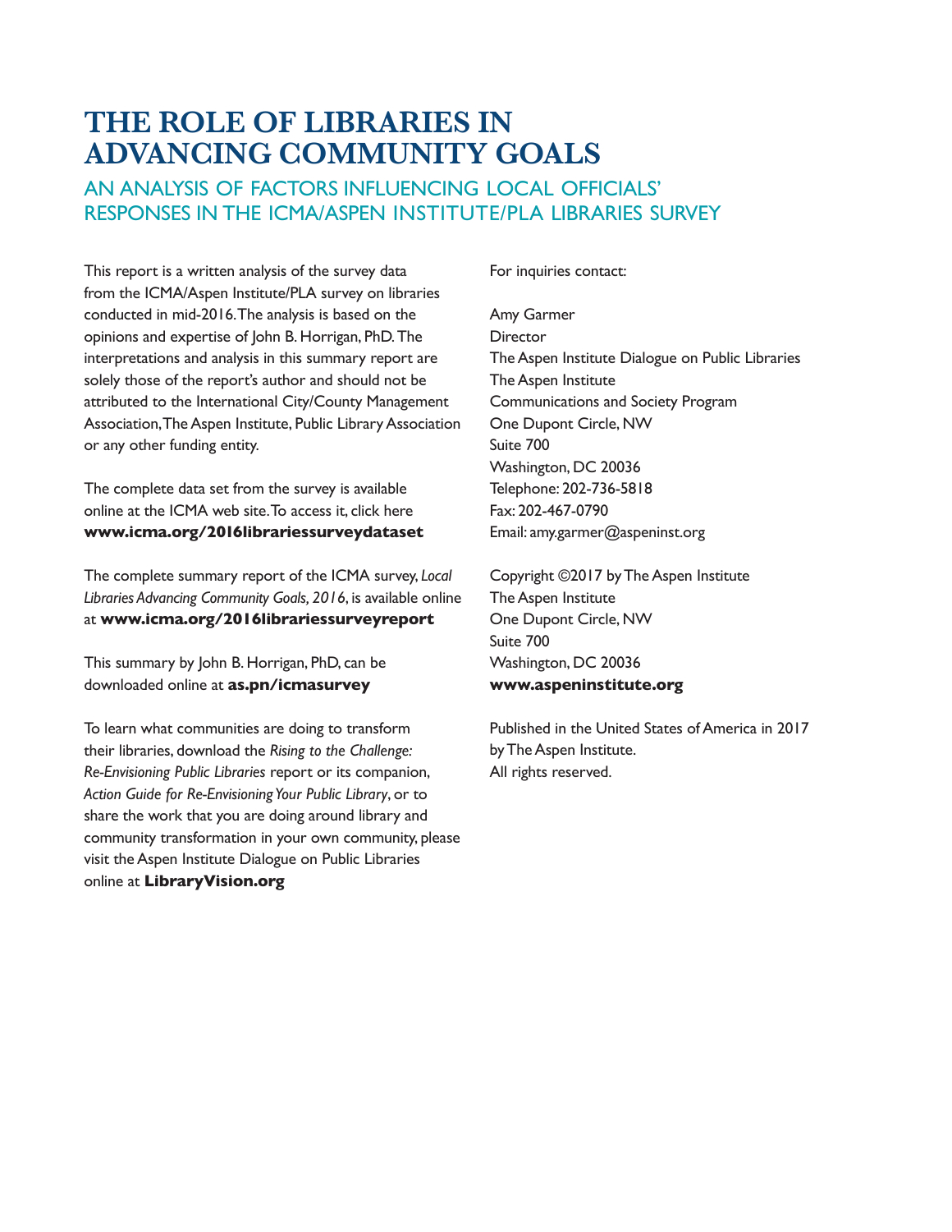# THE ROLE OF LIBRARIES IN ADVANCING COMMUNITY GOALS

## AN ANALYSIS OF FACTORS INFLUENCING LOCAL OFFICIALS' RESPONSES IN THE ICMA/ASPEN INSTITUTE/PLA LIBRARIES SURVEY

This report is a written analysis of the survey data from the ICMA/Aspen Institute/PLA survey on libraries conducted in mid-2016. The analysis is based on the opinions and expertise of John B. Horrigan, PhD. The interpretations and analysis in this summary report are solely those of the report's author and should not be attributed to the International City/County Management Association, The Aspen Institute, Public Library Association or any other funding entity.

The complete data set from the survey is available online at the ICMA web site. To access it, click here **www.icma.org/2016librariessurveydataset**

The complete summary report of the ICMA survey, *Local Libraries Advancing Community Goals, 2016*, is available online at **www.icma.org/2016librariessurveyreport**

This summary by John B. Horrigan, PhD, can be downloaded online at **as.pn/icmasurvey**

To learn what communities are doing to transform their libraries, download the *Rising to the Challenge: Re-Envisioning Public Libraries* report or its companion, *Action Guide for Re-Envisioning Your Public Library*, or to share the work that you are doing around library and community transformation in your own community, please visit the Aspen Institute Dialogue on Public Libraries online at **LibraryVision.org**

For inquiries contact:

Amy Garmer
Director
The Aspen Institute Dialogue on Public Libraries
The Aspen Institute
Communications and Society Program
One Dupont Circle, NW
Suite 700
Washington, DC 20036
Telephone: 202-736-5818
Fax: 202-467-0790
Email: amy.garmer@aspeninst.org

Copyright ©2017 by The Aspen Institute
The Aspen Institute
One Dupont Circle, NW
Suite 700
Washington, DC 20036
**www.aspeninstitute.org**

Published in the United States of America in 2017 by The Aspen Institute.
All rights reserved.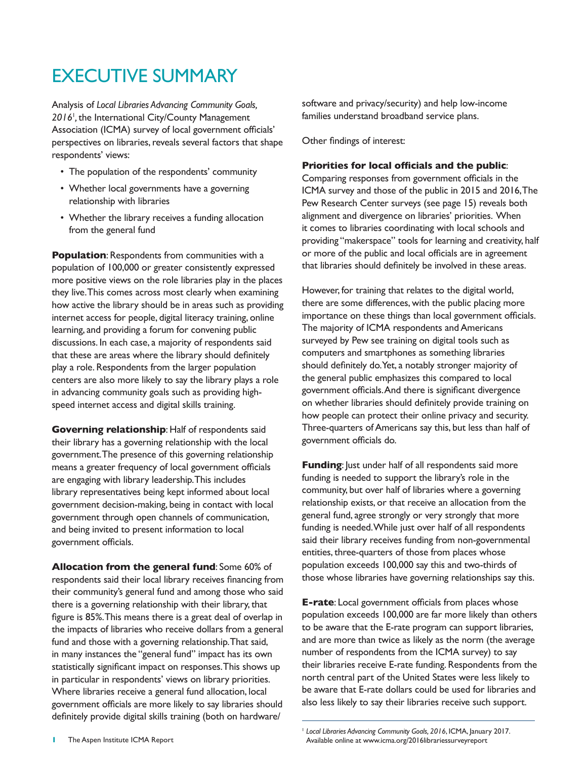# EXECUTIVE SUMMARY

Analysis of *Local Libraries Advancing Community Goals, 2016*[1], the International City/County Management Association (ICMA) survey of local government officials' perspectives on libraries, reveals several factors that shape respondents' views:

- The population of the respondents' community
- Whether local governments have a governing relationship with libraries
- Whether the library receives a funding allocation from the general fund

**Population**: Respondents from communities with a population of 100,000 or greater consistently expressed more positive views on the role libraries play in the places they live. This comes across most clearly when examining how active the library should be in areas such as providing internet access for people, digital literacy training, online learning, and providing a forum for convening public discussions. In each case, a majority of respondents said that these are areas where the library should definitely play a role. Respondents from the larger population centers are also more likely to say the library plays a role in advancing community goals such as providing high-speed internet access and digital skills training.

**Governing relationship**: Half of respondents said their library has a governing relationship with the local government. The presence of this governing relationship means a greater frequency of local government officials are engaging with library leadership. This includes library representatives being kept informed about local government decision-making, being in contact with local government through open channels of communication, and being invited to present information to local government officials.

**Allocation from the general fund**: Some 60% of respondents said their local library receives financing from their community's general fund and among those who said there is a governing relationship with their library, that figure is 85%. This means there is a great deal of overlap in the impacts of libraries who receive dollars from a general fund and those with a governing relationship. That said, in many instances the "general fund" impact has its own statistically significant impact on responses. This shows up in particular in respondents' views on library priorities. Where libraries receive a general fund allocation, local government officials are more likely to say libraries should definitely provide digital skills training (both on hardware/software and privacy/security) and help low-income families understand broadband service plans.

Other findings of interest:

**Priorities for local officials and the public**: Comparing responses from government officials in the ICMA survey and those of the public in 2015 and 2016, The Pew Research Center surveys (see page 15) reveals both alignment and divergence on libraries' priorities. When it comes to libraries coordinating with local schools and providing "makerspace" tools for learning and creativity, half or more of the public and local officials are in agreement that libraries should definitely be involved in these areas.

However, for training that relates to the digital world, there are some differences, with the public placing more importance on these things than local government officials. The majority of ICMA respondents and Americans surveyed by Pew see training on digital tools such as computers and smartphones as something libraries should definitely do. Yet, a notably stronger majority of the general public emphasizes this compared to local government officials. And there is significant divergence on whether libraries should definitely provide training on how people can protect their online privacy and security. Three-quarters of Americans say this, but less than half of government officials do.

**Funding**: Just under half of all respondents said more funding is needed to support the library's role in the community, but over half of libraries where a governing relationship exists, or that receive an allocation from the general fund, agree strongly or very strongly that more funding is needed. While just over half of all respondents said their library receives funding from non-governmental entities, three-quarters of those from places whose population exceeds 100,000 say this and two-thirds of those whose libraries have governing relationships say this.

**E-rate**: Local government officials from places whose population exceeds 100,000 are far more likely than others to be aware that the E-rate program can support libraries, and are more than twice as likely as the norm (the average number of respondents from the ICMA survey) to say their libraries receive E-rate funding. Respondents from the north central part of the United States were less likely to be aware that E-rate dollars could be used for libraries and also less likely to say their libraries receive such support.

[1] *Local Libraries Advancing Community Goals, 2016*, ICMA, January 2017. Available online at www.icma.org/2016librariessurveyreport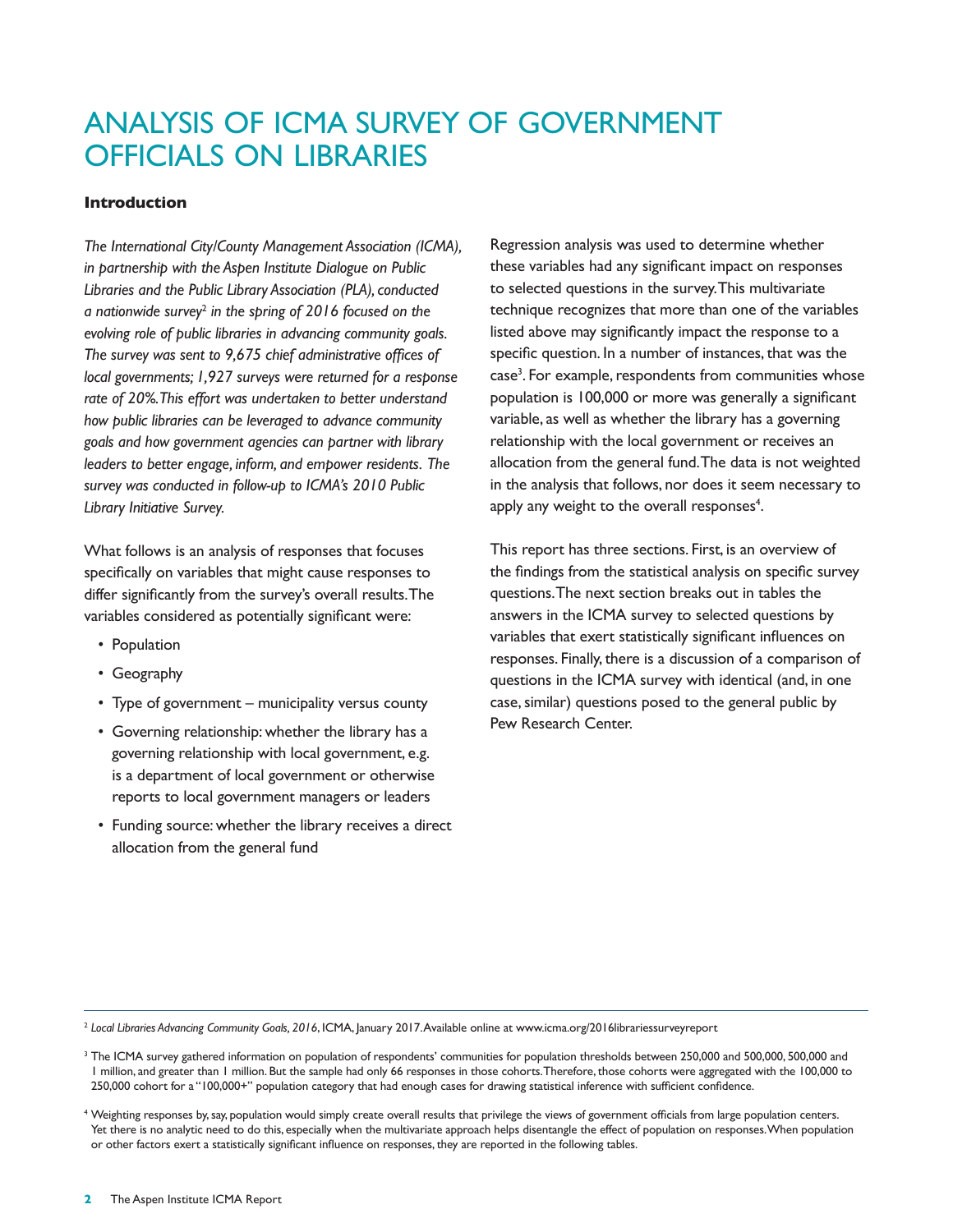# ANALYSIS OF ICMA SURVEY OF GOVERNMENT OFFICIALS ON LIBRARIES

**Introduction**

*The International City/County Management Association (ICMA), in partnership with the Aspen Institute Dialogue on Public Libraries and the Public Library Association (PLA), conducted a nationwide survey[2] in the spring of 2016 focused on the evolving role of public libraries in advancing community goals. The survey was sent to 9,675 chief administrative offices of local governments; 1,927 surveys were returned for a response rate of 20%. This effort was undertaken to better understand how public libraries can be leveraged to advance community goals and how government agencies can partner with library leaders to better engage, inform, and empower residents. The survey was conducted in follow-up to ICMA's 2010 Public Library Initiative Survey.*

What follows is an analysis of responses that focuses specifically on variables that might cause responses to differ significantly from the survey's overall results. The variables considered as potentially significant were:

- Population
- Geography
- Type of government – municipality versus county
- Governing relationship: whether the library has a governing relationship with local government, e.g. is a department of local government or otherwise reports to local government managers or leaders
- Funding source: whether the library receives a direct allocation from the general fund

Regression analysis was used to determine whether these variables had any significant impact on responses to selected questions in the survey. This multivariate technique recognizes that more than one of the variables listed above may significantly impact the response to a specific question. In a number of instances, that was the case[3]. For example, respondents from communities whose population is 100,000 or more was generally a significant variable, as well as whether the library has a governing relationship with the local government or receives an allocation from the general fund. The data is not weighted in the analysis that follows, nor does it seem necessary to apply any weight to the overall responses[4].

This report has three sections. First, is an overview of the findings from the statistical analysis on specific survey questions. The next section breaks out in tables the answers in the ICMA survey to selected questions by variables that exert statistically significant influences on responses. Finally, there is a discussion of a comparison of questions in the ICMA survey with identical (and, in one case, similar) questions posed to the general public by Pew Research Center.

---

[2] *Local Libraries Advancing Community Goals, 2016*, ICMA, January 2017. Available online at www.icma.org/2016librariessurveyreport

[3] The ICMA survey gathered information on population of respondents' communities for population thresholds between 250,000 and 500,000, 500,000 and 1 million, and greater than 1 million. But the sample had only 66 responses in those cohorts. Therefore, those cohorts were aggregated with the 100,000 to 250,000 cohort for a "100,000+" population category that had enough cases for drawing statistical inference with sufficient confidence.

[4] Weighting responses by, say, population would simply create overall results that privilege the views of government officials from large population centers. Yet there is no analytic need to do this, especially when the multivariate approach helps disentangle the effect of population on responses. When population or other factors exert a statistically significant influence on responses, they are reported in the following tables.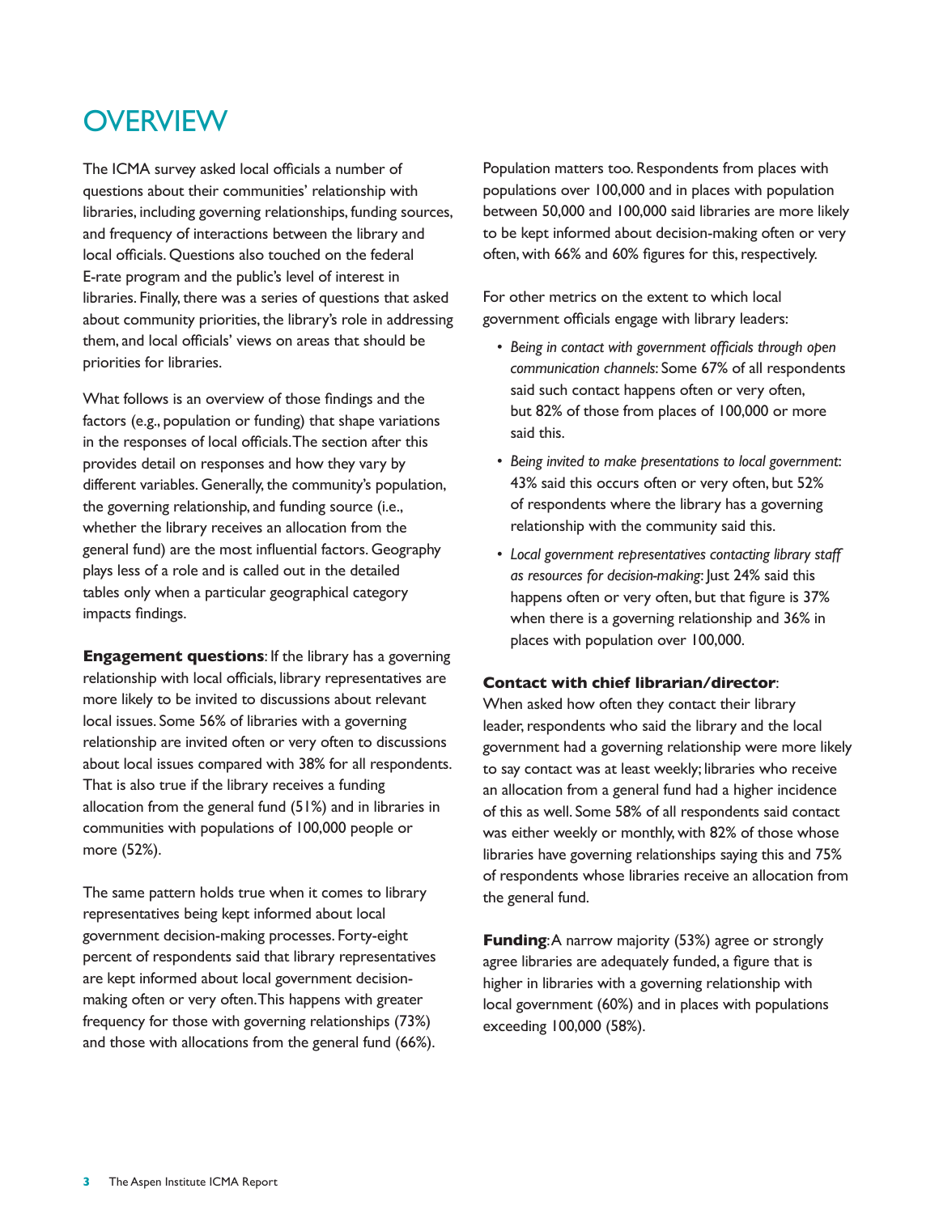# OVERVIEW

The ICMA survey asked local officials a number of questions about their communities' relationship with libraries, including governing relationships, funding sources, and frequency of interactions between the library and local officials. Questions also touched on the federal E-rate program and the public's level of interest in libraries. Finally, there was a series of questions that asked about community priorities, the library's role in addressing them, and local officials' views on areas that should be priorities for libraries.

What follows is an overview of those findings and the factors (e.g., population or funding) that shape variations in the responses of local officials. The section after this provides detail on responses and how they vary by different variables. Generally, the community's population, the governing relationship, and funding source (i.e., whether the library receives an allocation from the general fund) are the most influential factors. Geography plays less of a role and is called out in the detailed tables only when a particular geographical category impacts findings.

**Engagement questions**: If the library has a governing relationship with local officials, library representatives are more likely to be invited to discussions about relevant local issues. Some 56% of libraries with a governing relationship are invited often or very often to discussions about local issues compared with 38% for all respondents. That is also true if the library receives a funding allocation from the general fund (51%) and in libraries in communities with populations of 100,000 people or more (52%).

The same pattern holds true when it comes to library representatives being kept informed about local government decision-making processes. Forty-eight percent of respondents said that library representatives are kept informed about local government decision-making often or very often. This happens with greater frequency for those with governing relationships (73%) and those with allocations from the general fund (66%).

Population matters too. Respondents from places with populations over 100,000 and in places with population between 50,000 and 100,000 said libraries are more likely to be kept informed about decision-making often or very often, with 66% and 60% figures for this, respectively.

For other metrics on the extent to which local government officials engage with library leaders:

- *Being in contact with government officials through open communication channels*: Some 67% of all respondents said such contact happens often or very often, but 82% of those from places of 100,000 or more said this.
- *Being invited to make presentations to local government*: 43% said this occurs often or very often, but 52% of respondents where the library has a governing relationship with the community said this.
- *Local government representatives contacting library staff as resources for decision-making*: Just 24% said this happens often or very often, but that figure is 37% when there is a governing relationship and 36% in places with population over 100,000.

**Contact with chief librarian/director**: When asked how often they contact their library leader, respondents who said the library and the local government had a governing relationship were more likely to say contact was at least weekly; libraries who receive an allocation from a general fund had a higher incidence of this as well. Some 58% of all respondents said contact was either weekly or monthly, with 82% of those whose libraries have governing relationships saying this and 75% of respondents whose libraries receive an allocation from the general fund.

**Funding**: A narrow majority (53%) agree or strongly agree libraries are adequately funded, a figure that is higher in libraries with a governing relationship with local government (60%) and in places with populations exceeding 100,000 (58%).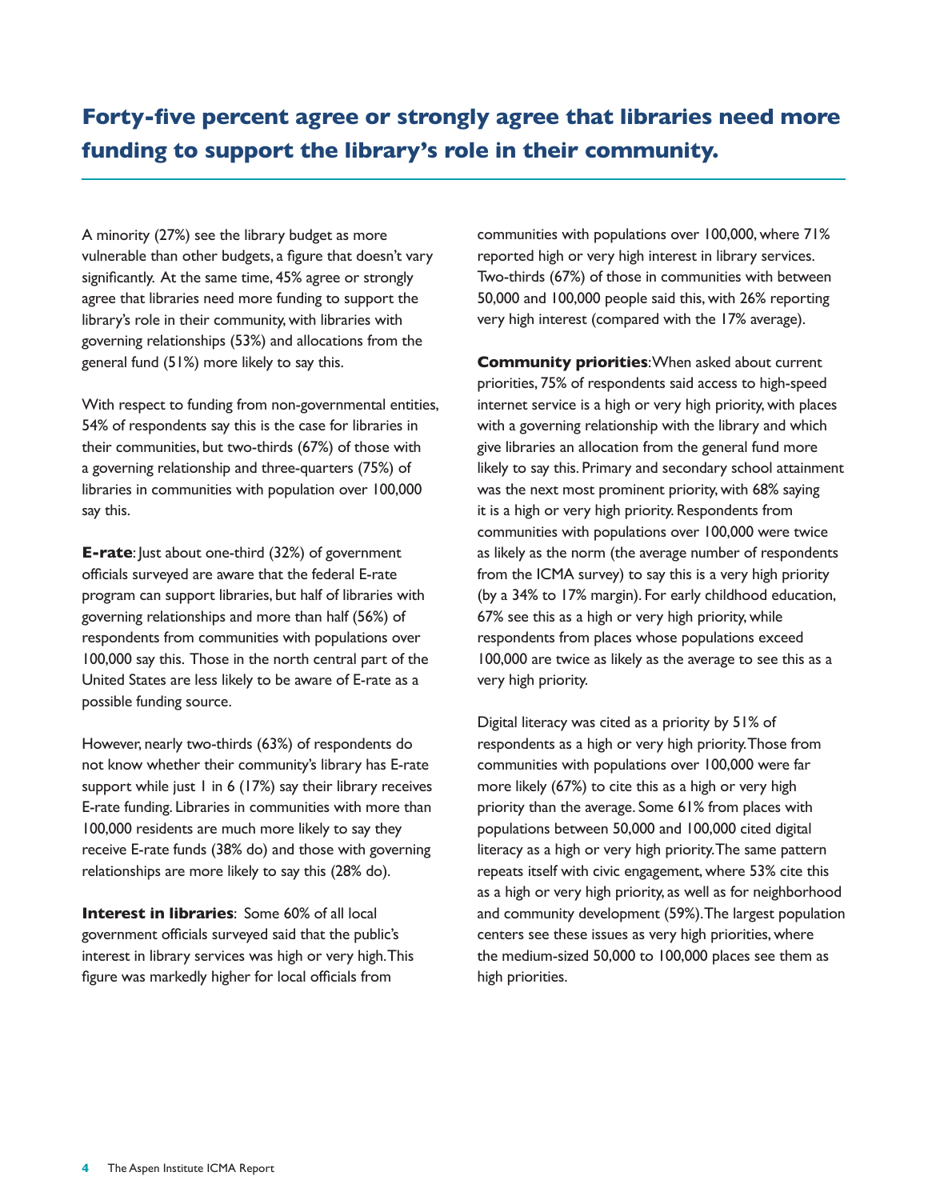## Forty-five percent agree or strongly agree that libraries need more funding to support the library's role in their community.

A minority (27%) see the library budget as more vulnerable than other budgets, a figure that doesn't vary significantly. At the same time, 45% agree or strongly agree that libraries need more funding to support the library's role in their community, with libraries with governing relationships (53%) and allocations from the general fund (51%) more likely to say this.

With respect to funding from non-governmental entities, 54% of respondents say this is the case for libraries in their communities, but two-thirds (67%) of those with a governing relationship and three-quarters (75%) of libraries in communities with population over 100,000 say this.

**E-rate**: Just about one-third (32%) of government officials surveyed are aware that the federal E-rate program can support libraries, but half of libraries with governing relationships and more than half (56%) of respondents from communities with populations over 100,000 say this. Those in the north central part of the United States are less likely to be aware of E-rate as a possible funding source.

However, nearly two-thirds (63%) of respondents do not know whether their community's library has E-rate support while just 1 in 6 (17%) say their library receives E-rate funding. Libraries in communities with more than 100,000 residents are much more likely to say they receive E-rate funds (38% do) and those with governing relationships are more likely to say this (28% do).

**Interest in libraries**: Some 60% of all local government officials surveyed said that the public's interest in library services was high or very high. This figure was markedly higher for local officials from communities with populations over 100,000, where 71% reported high or very high interest in library services. Two-thirds (67%) of those in communities with between 50,000 and 100,000 people said this, with 26% reporting very high interest (compared with the 17% average).

**Community priorities**: When asked about current priorities, 75% of respondents said access to high-speed internet service is a high or very high priority, with places with a governing relationship with the library and which give libraries an allocation from the general fund more likely to say this. Primary and secondary school attainment was the next most prominent priority, with 68% saying it is a high or very high priority. Respondents from communities with populations over 100,000 were twice as likely as the norm (the average number of respondents from the ICMA survey) to say this is a very high priority (by a 34% to 17% margin). For early childhood education, 67% see this as a high or very high priority, while respondents from places whose populations exceed 100,000 are twice as likely as the average to see this as a very high priority.

Digital literacy was cited as a priority by 51% of respondents as a high or very high priority. Those from communities with populations over 100,000 were far more likely (67%) to cite this as a high or very high priority than the average. Some 61% from places with populations between 50,000 and 100,000 cited digital literacy as a high or very high priority. The same pattern repeats itself with civic engagement, where 53% cite this as a high or very high priority, as well as for neighborhood and community development (59%). The largest population centers see these issues as very high priorities, where the medium-sized 50,000 to 100,000 places see them as high priorities.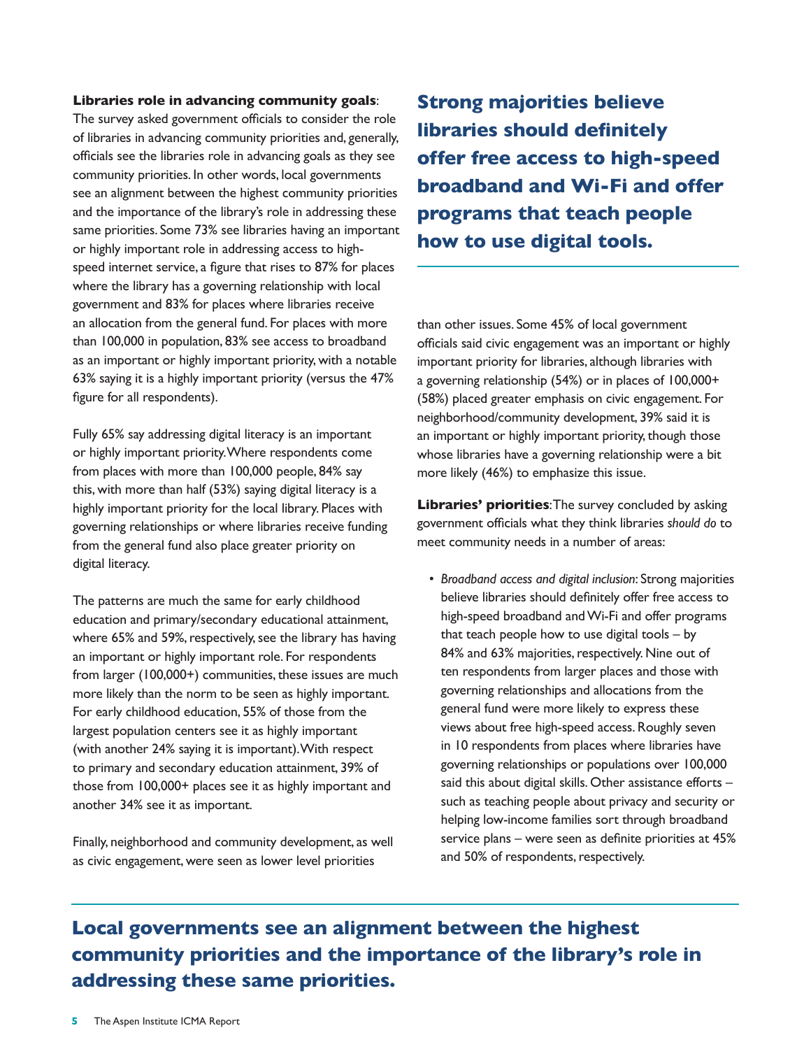**Libraries role in advancing community goals**: The survey asked government officials to consider the role of libraries in advancing community priorities and, generally, officials see the libraries role in advancing goals as they see community priorities. In other words, local governments see an alignment between the highest community priorities and the importance of the library's role in addressing these same priorities. Some 73% see libraries having an important or highly important role in addressing access to high-speed internet service, a figure that rises to 87% for places where the library has a governing relationship with local government and 83% for places where libraries receive an allocation from the general fund. For places with more than 100,000 in population, 83% see access to broadband as an important or highly important priority, with a notable 63% saying it is a highly important priority (versus the 47% figure for all respondents).

Fully 65% say addressing digital literacy is an important or highly important priority. Where respondents come from places with more than 100,000 people, 84% say this, with more than half (53%) saying digital literacy is a highly important priority for the local library. Places with governing relationships or where libraries receive funding from the general fund also place greater priority on digital literacy.

The patterns are much the same for early childhood education and primary/secondary educational attainment, where 65% and 59%, respectively, see the library has having an important or highly important role. For respondents from larger (100,000+) communities, these issues are much more likely than the norm to be seen as highly important. For early childhood education, 55% of those from the largest population centers see it as highly important (with another 24% saying it is important). With respect to primary and secondary education attainment, 39% of those from 100,000+ places see it as highly important and another 34% see it as important.

Finally, neighborhood and community development, as well as civic engagement, were seen as lower level priorities than other issues. Some 45% of local government officials said civic engagement was an important or highly important priority for libraries, although libraries with a governing relationship (54%) or in places of 100,000+ (58%) placed greater emphasis on civic engagement. For neighborhood/community development, 39% said it is an important or highly important priority, though those whose libraries have a governing relationship were a bit more likely (46%) to emphasize this issue.

## Strong majorities believe libraries should definitely offer free access to high-speed broadband and Wi-Fi and offer programs that teach people how to use digital tools.

**Libraries' priorities**: The survey concluded by asking government officials what they think libraries *should do* to meet community needs in a number of areas:

- *Broadband access and digital inclusion*: Strong majorities believe libraries should definitely offer free access to high-speed broadband and Wi-Fi and offer programs that teach people how to use digital tools – by 84% and 63% majorities, respectively. Nine out of ten respondents from larger places and those with governing relationships and allocations from the general fund were more likely to express these views about free high-speed access. Roughly seven in 10 respondents from places where libraries have governing relationships or populations over 100,000 said this about digital skills. Other assistance efforts – such as teaching people about privacy and security or helping low-income families sort through broadband service plans – were seen as definite priorities at 45% and 50% of respondents, respectively.

## Local governments see an alignment between the highest community priorities and the importance of the library's role in addressing these same priorities.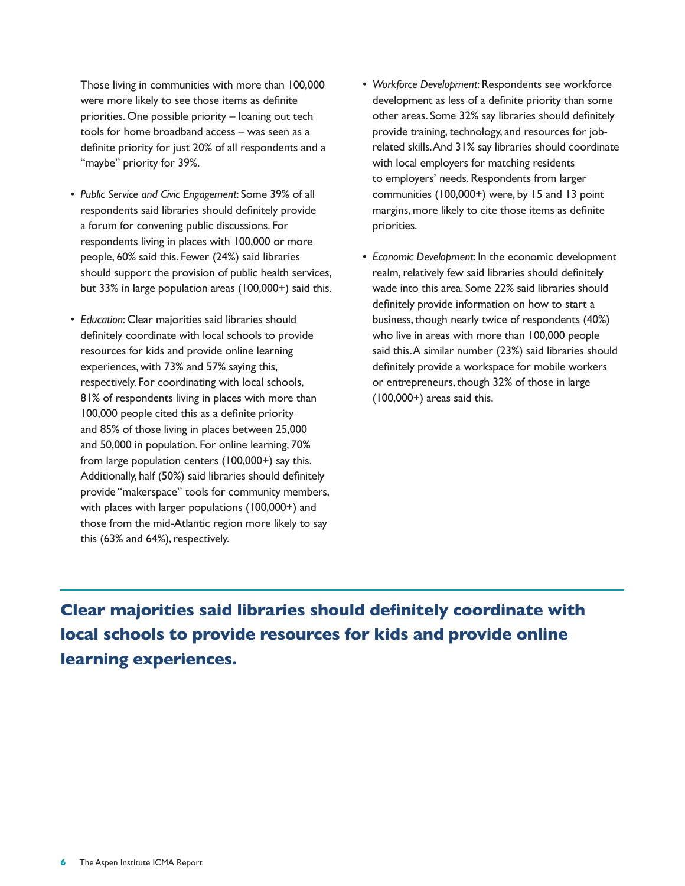Those living in communities with more than 100,000 were more likely to see those items as definite priorities. One possible priority – loaning out tech tools for home broadband access – was seen as a definite priority for just 20% of all respondents and a "maybe" priority for 39%.

- *Public Service and Civic Engagement*: Some 39% of all respondents said libraries should definitely provide a forum for convening public discussions. For respondents living in places with 100,000 or more people, 60% said this. Fewer (24%) said libraries should support the provision of public health services, but 33% in large population areas (100,000+) said this.

- *Education*: Clear majorities said libraries should definitely coordinate with local schools to provide resources for kids and provide online learning experiences, with 73% and 57% saying this, respectively. For coordinating with local schools, 81% of respondents living in places with more than 100,000 people cited this as a definite priority and 85% of those living in places between 25,000 and 50,000 in population. For online learning, 70% from large population centers (100,000+) say this. Additionally, half (50%) said libraries should definitely provide "makerspace" tools for community members, with places with larger populations (100,000+) and those from the mid-Atlantic region more likely to say this (63% and 64%), respectively.

- *Workforce Development*: Respondents see workforce development as less of a definite priority than some other areas. Some 32% say libraries should definitely provide training, technology, and resources for job-related skills. And 31% say libraries should coordinate with local employers for matching residents to employers' needs. Respondents from larger communities (100,000+) were, by 15 and 13 point margins, more likely to cite those items as definite priorities.

- *Economic Development:* In the economic development realm, relatively few said libraries should definitely wade into this area. Some 22% said libraries should definitely provide information on how to start a business, though nearly twice of respondents (40%) who live in areas with more than 100,000 people said this. A similar number (23%) said libraries should definitely provide a workspace for mobile workers or entrepreneurs, though 32% of those in large (100,000+) areas said this.

**Clear majorities said libraries should definitely coordinate with local schools to provide resources for kids and provide online learning experiences.**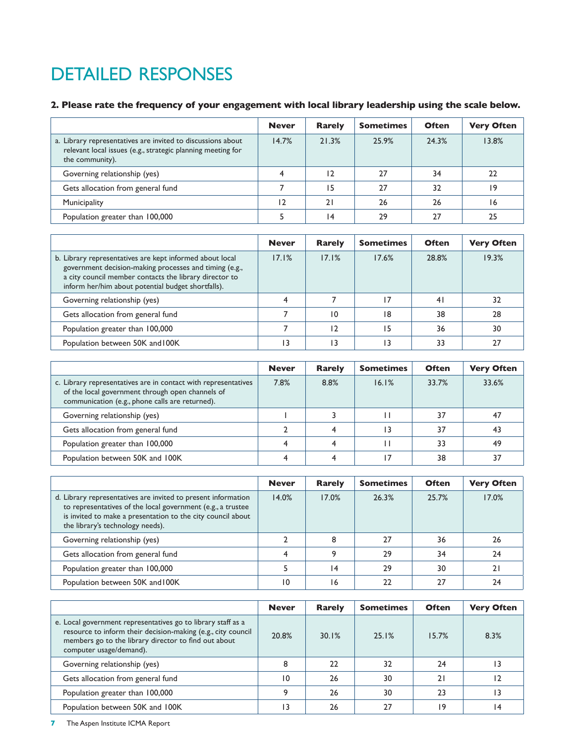# DETAILED RESPONSES

**2. Please rate the frequency of your engagement with local library leadership using the scale below.**

| | Never | Rarely | Sometimes | Often | Very Often |
|---|---|---|---|---|---|
| a. Library representatives are invited to discussions about relevant local issues (e.g., strategic planning meeting for the community). | 14.7% | 21.3% | 25.9% | 24.3% | 13.8% |
| Governing relationship (yes) | 4 | 12 | 27 | 34 | 22 |
| Gets allocation from general fund | 7 | 15 | 27 | 32 | 19 |
| Municipality | 12 | 21 | 26 | 26 | 16 |
| Population greater than 100,000 | 5 | 14 | 29 | 27 | 25 |

| | Never | Rarely | Sometimes | Often | Very Often |
|---|---|---|---|---|---|
| b. Library representatives are kept informed about local government decision-making processes and timing (e.g., a city council member contacts the library director to inform her/him about potential budget shortfalls). | 17.1% | 17.1% | 17.6% | 28.8% | 19.3% |
| Governing relationship (yes) | 4 | 7 | 17 | 41 | 32 |
| Gets allocation from general fund | 7 | 10 | 18 | 38 | 28 |
| Population greater than 100,000 | 7 | 12 | 15 | 36 | 30 |
| Population between 50K and100K | 13 | 13 | 13 | 33 | 27 |

| | Never | Rarely | Sometimes | Often | Very Often |
|---|---|---|---|---|---|
| c. Library representatives are in contact with representatives of the local government through open channels of communication (e.g., phone calls are returned). | 7.8% | 8.8% | 16.1% | 33.7% | 33.6% |
| Governing relationship (yes) | 1 | 3 | 11 | 37 | 47 |
| Gets allocation from general fund | 2 | 4 | 13 | 37 | 43 |
| Population greater than 100,000 | 4 | 4 | 11 | 33 | 49 |
| Population between 50K and 100K | 4 | 4 | 17 | 38 | 37 |

| | Never | Rarely | Sometimes | Often | Very Often |
|---|---|---|---|---|---|
| d. Library representatives are invited to present information to representatives of the local government (e.g., a trustee is invited to make a presentation to the city council about the library's technology needs). | 14.0% | 17.0% | 26.3% | 25.7% | 17.0% |
| Governing relationship (yes) | 2 | 8 | 27 | 36 | 26 |
| Gets allocation from general fund | 4 | 9 | 29 | 34 | 24 |
| Population greater than 100,000 | 5 | 14 | 29 | 30 | 21 |
| Population between 50K and100K | 10 | 16 | 22 | 27 | 24 |

| | Never | Rarely | Sometimes | Often | Very Often |
|---|---|---|---|---|---|
| e. Local government representatives go to library staff as a resource to inform their decision-making (e.g., city council members go to the library director to find out about computer usage/demand). | 20.8% | 30.1% | 25.1% | 15.7% | 8.3% |
| Governing relationship (yes) | 8 | 22 | 32 | 24 | 13 |
| Gets allocation from general fund | 10 | 26 | 30 | 21 | 12 |
| Population greater than 100,000 | 9 | 26 | 30 | 23 | 13 |
| Population between 50K and 100K | 13 | 26 | 27 | 19 | 14 |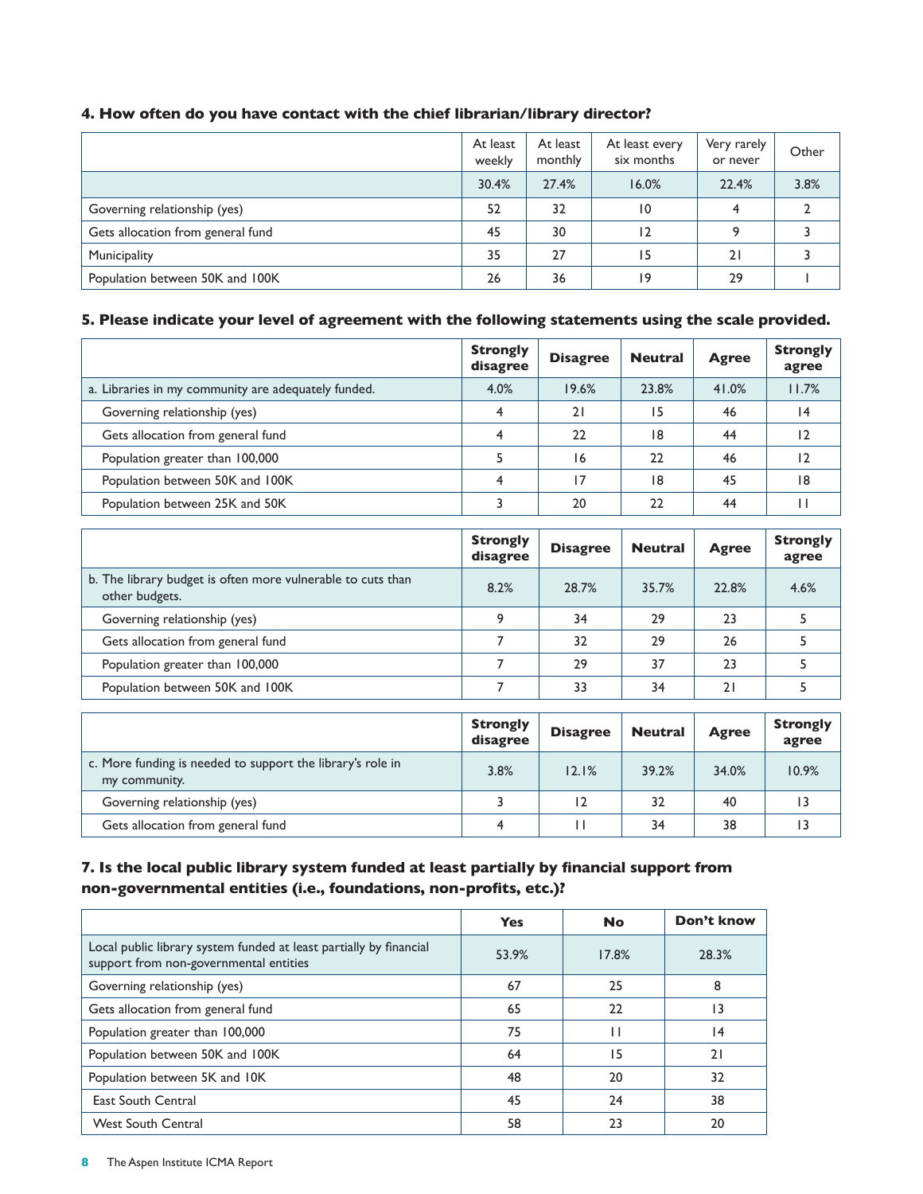### 4. How often do you have contact with the chief librarian/library director?

| | At least weekly | At least monthly | At least every six months | Very rarely or never | Other |
|---|---|---|---|---|---|
| | 30.4% | 27.4% | 16.0% | 22.4% | 3.8% |
| Governing relationship (yes) | 52 | 32 | 10 | 4 | 2 |
| Gets allocation from general fund | 45 | 30 | 12 | 9 | 3 |
| Municipality | 35 | 27 | 15 | 21 | 3 |
| Population between 50K and 100K | 26 | 36 | 19 | 29 | 1 |

### 5. Please indicate your level of agreement with the following statements using the scale provided.

| | Strongly disagree | Disagree | Neutral | Agree | Strongly agree |
|---|---|---|---|---|---|
| a. Libraries in my community are adequately funded. | 4.0% | 19.6% | 23.8% | 41.0% | 11.7% |
| Governing relationship (yes) | 4 | 21 | 15 | 46 | 14 |
| Gets allocation from general fund | 4 | 22 | 18 | 44 | 12 |
| Population greater than 100,000 | 5 | 16 | 22 | 46 | 12 |
| Population between 50K and 100K | 4 | 17 | 18 | 45 | 18 |
| Population between 25K and 50K | 3 | 20 | 22 | 44 | 11 |

| | Strongly disagree | Disagree | Neutral | Agree | Strongly agree |
|---|---|---|---|---|---|
| b. The library budget is often more vulnerable to cuts than other budgets. | 8.2% | 28.7% | 35.7% | 22.8% | 4.6% |
| Governing relationship (yes) | 9 | 34 | 29 | 23 | 5 |
| Gets allocation from general fund | 7 | 32 | 29 | 26 | 5 |
| Population greater than 100,000 | 7 | 29 | 37 | 23 | 5 |
| Population between 50K and 100K | 7 | 33 | 34 | 21 | 5 |

| | Strongly disagree | Disagree | Neutral | Agree | Strongly agree |
|---|---|---|---|---|---|
| c. More funding is needed to support the library's role in my community. | 3.8% | 12.1% | 39.2% | 34.0% | 10.9% |
| Governing relationship (yes) | 3 | 12 | 32 | 40 | 13 |
| Gets allocation from general fund | 4 | 11 | 34 | 38 | 13 |

### 7. Is the local public library system funded at least partially by financial support from non-governmental entities (i.e., foundations, non-profits, etc.)?

| | Yes | No | Don't know |
|---|---|---|---|
| Local public library system funded at least partially by financial support from non-governmental entities | 53.9% | 17.8% | 28.3% |
| Governing relationship (yes) | 67 | 25 | 8 |
| Gets allocation from general fund | 65 | 22 | 13 |
| Population greater than 100,000 | 75 | 11 | 14 |
| Population between 50K and 100K | 64 | 15 | 21 |
| Population between 5K and 10K | 48 | 20 | 32 |
| East South Central | 45 | 24 | 38 |
| West South Central | 58 | 23 | 20 |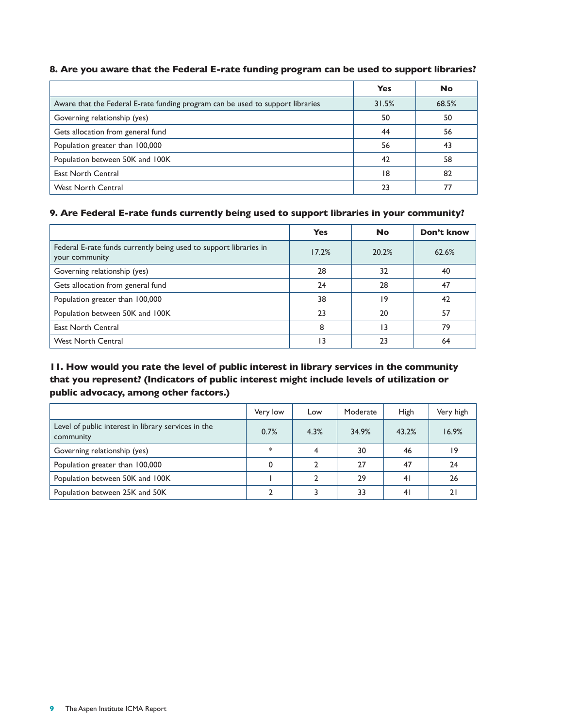### 8. Are you aware that the Federal E-rate funding program can be used to support libraries?

| | Yes | No |
|---|---|---|
| Aware that the Federal E-rate funding program can be used to support libraries | 31.5% | 68.5% |
| Governing relationship (yes) | 50 | 50 |
| Gets allocation from general fund | 44 | 56 |
| Population greater than 100,000 | 56 | 43 |
| Population between 50K and 100K | 42 | 58 |
| East North Central | 18 | 82 |
| West North Central | 23 | 77 |

### 9. Are Federal E-rate funds currently being used to support libraries in your community?

| | Yes | No | Don't know |
|---|---|---|---|
| Federal E-rate funds currently being used to support libraries in your community | 17.2% | 20.2% | 62.6% |
| Governing relationship (yes) | 28 | 32 | 40 |
| Gets allocation from general fund | 24 | 28 | 47 |
| Population greater than 100,000 | 38 | 19 | 42 |
| Population between 50K and 100K | 23 | 20 | 57 |
| East North Central | 8 | 13 | 79 |
| West North Central | 13 | 23 | 64 |

### 11. How would you rate the level of public interest in library services in the community that you represent? (Indicators of public interest might include levels of utilization or public advocacy, among other factors.)

| | Very low | Low | Moderate | High | Very high |
|---|---|---|---|---|---|
| Level of public interest in library services in the community | 0.7% | 4.3% | 34.9% | 43.2% | 16.9% |
| Governing relationship (yes) | * | 4 | 30 | 46 | 19 |
| Population greater than 100,000 | 0 | 2 | 27 | 47 | 24 |
| Population between 50K and 100K | 1 | 2 | 29 | 41 | 26 |
| Population between 25K and 50K | 2 | 3 | 33 | 41 | 21 |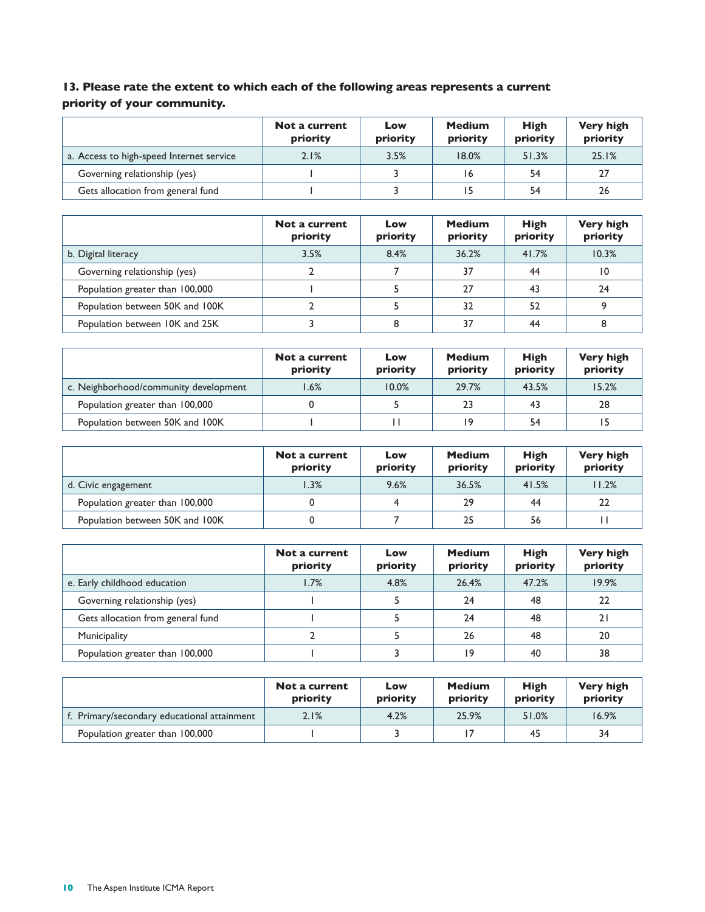**13. Please rate the extent to which each of the following areas represents a current priority of your community.**

| | Not a current priority | Low priority | Medium priority | High priority | Very high priority |
|---|---|---|---|---|---|
| a. Access to high-speed Internet service | 2.1% | 3.5% | 18.0% | 51.3% | 25.1% |
| Governing relationship (yes) | 1 | 3 | 16 | 54 | 27 |
| Gets allocation from general fund | 1 | 3 | 15 | 54 | 26 |

| | Not a current priority | Low priority | Medium priority | High priority | Very high priority |
|---|---|---|---|---|---|
| b. Digital literacy | 3.5% | 8.4% | 36.2% | 41.7% | 10.3% |
| Governing relationship (yes) | 2 | 7 | 37 | 44 | 10 |
| Population greater than 100,000 | 1 | 5 | 27 | 43 | 24 |
| Population between 50K and 100K | 2 | 5 | 32 | 52 | 9 |
| Population between 10K and 25K | 3 | 8 | 37 | 44 | 8 |

| | Not a current priority | Low priority | Medium priority | High priority | Very high priority |
|---|---|---|---|---|---|
| c. Neighborhood/community development | 1.6% | 10.0% | 29.7% | 43.5% | 15.2% |
| Population greater than 100,000 | 0 | 5 | 23 | 43 | 28 |
| Population between 50K and 100K | 1 | 11 | 19 | 54 | 15 |

| | Not a current priority | Low priority | Medium priority | High priority | Very high priority |
|---|---|---|---|---|---|
| d. Civic engagement | 1.3% | 9.6% | 36.5% | 41.5% | 11.2% |
| Population greater than 100,000 | 0 | 4 | 29 | 44 | 22 |
| Population between 50K and 100K | 0 | 7 | 25 | 56 | 11 |

| | Not a current priority | Low priority | Medium priority | High priority | Very high priority |
|---|---|---|---|---|---|
| e. Early childhood education | 1.7% | 4.8% | 26.4% | 47.2% | 19.9% |
| Governing relationship (yes) | 1 | 5 | 24 | 48 | 22 |
| Gets allocation from general fund | 1 | 5 | 24 | 48 | 21 |
| Municipality | 2 | 5 | 26 | 48 | 20 |
| Population greater than 100,000 | 1 | 3 | 19 | 40 | 38 |

| | Not a current priority | Low priority | Medium priority | High priority | Very high priority |
|---|---|---|---|---|---|
| f. Primary/secondary educational attainment | 2.1% | 4.2% | 25.9% | 51.0% | 16.9% |
| Population greater than 100,000 | 1 | 3 | 17 | 45 | 34 |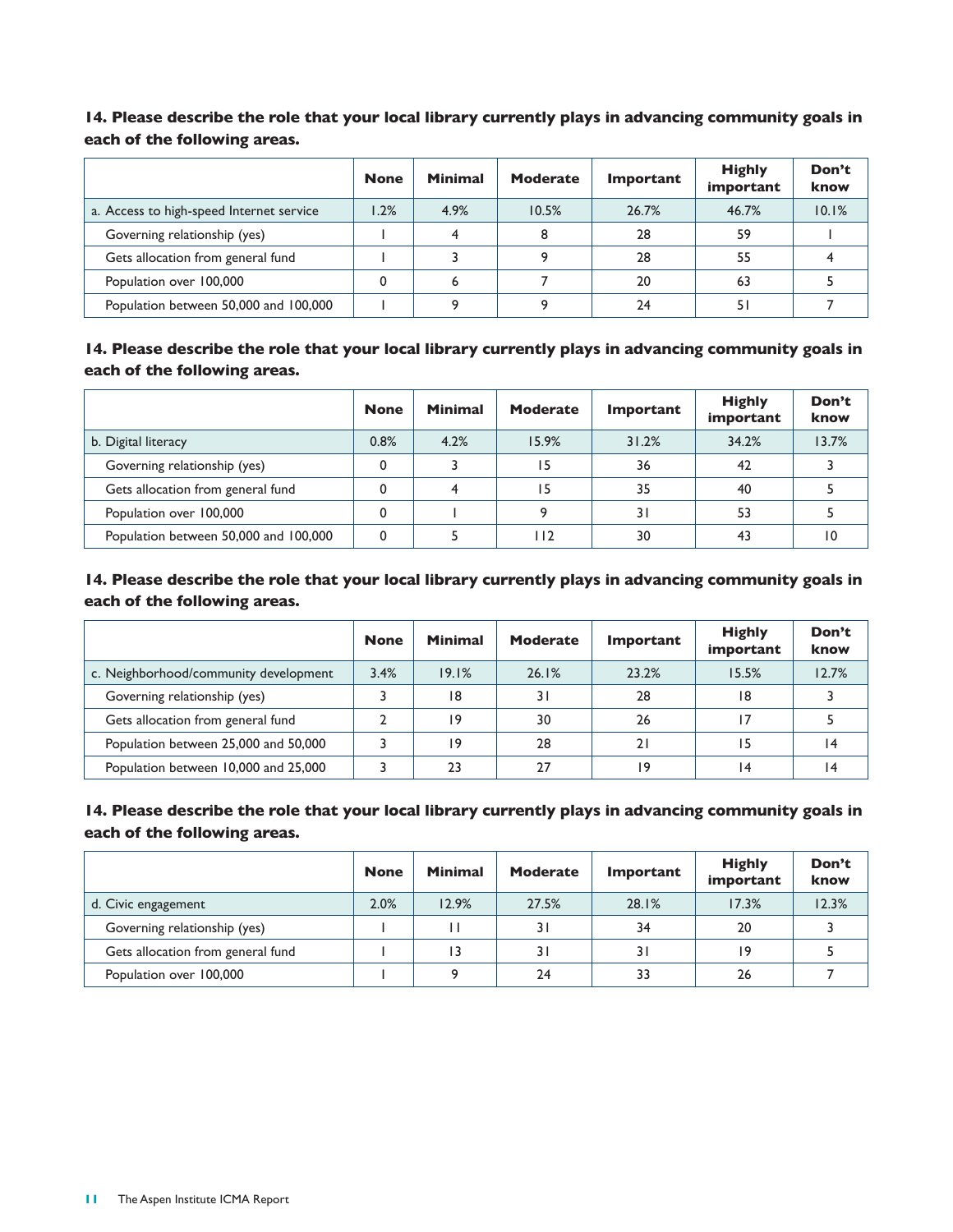**14. Please describe the role that your local library currently plays in advancing community goals in each of the following areas.**

| | None | Minimal | Moderate | Important | Highly important | Don't know |
|---|---|---|---|---|---|---|
| a. Access to high-speed Internet service | 1.2% | 4.9% | 10.5% | 26.7% | 46.7% | 10.1% |
| Governing relationship (yes) | 1 | 4 | 8 | 28 | 59 | 1 |
| Gets allocation from general fund | 1 | 3 | 9 | 28 | 55 | 4 |
| Population over 100,000 | 0 | 6 | 7 | 20 | 63 | 5 |
| Population between 50,000 and 100,000 | 1 | 9 | 9 | 24 | 51 | 7 |

**14. Please describe the role that your local library currently plays in advancing community goals in each of the following areas.**

| | None | Minimal | Moderate | Important | Highly important | Don't know |
|---|---|---|---|---|---|---|
| b. Digital literacy | 0.8% | 4.2% | 15.9% | 31.2% | 34.2% | 13.7% |
| Governing relationship (yes) | 0 | 3 | 15 | 36 | 42 | 3 |
| Gets allocation from general fund | 0 | 4 | 15 | 35 | 40 | 5 |
| Population over 100,000 | 0 | 1 | 9 | 31 | 53 | 5 |
| Population between 50,000 and 100,000 | 0 | 5 | 112 | 30 | 43 | 10 |

**14. Please describe the role that your local library currently plays in advancing community goals in each of the following areas.**

| | None | Minimal | Moderate | Important | Highly important | Don't know |
|---|---|---|---|---|---|---|
| c. Neighborhood/community development | 3.4% | 19.1% | 26.1% | 23.2% | 15.5% | 12.7% |
| Governing relationship (yes) | 3 | 18 | 31 | 28 | 18 | 3 |
| Gets allocation from general fund | 2 | 19 | 30 | 26 | 17 | 5 |
| Population between 25,000 and 50,000 | 3 | 19 | 28 | 21 | 15 | 14 |
| Population between 10,000 and 25,000 | 3 | 23 | 27 | 19 | 14 | 14 |

**14. Please describe the role that your local library currently plays in advancing community goals in each of the following areas.**

| | None | Minimal | Moderate | Important | Highly important | Don't know |
|---|---|---|---|---|---|---|
| d. Civic engagement | 2.0% | 12.9% | 27.5% | 28.1% | 17.3% | 12.3% |
| Governing relationship (yes) | 1 | 11 | 31 | 34 | 20 | 3 |
| Gets allocation from general fund | 1 | 13 | 31 | 31 | 19 | 5 |
| Population over 100,000 | 1 | 9 | 24 | 33 | 26 | 7 |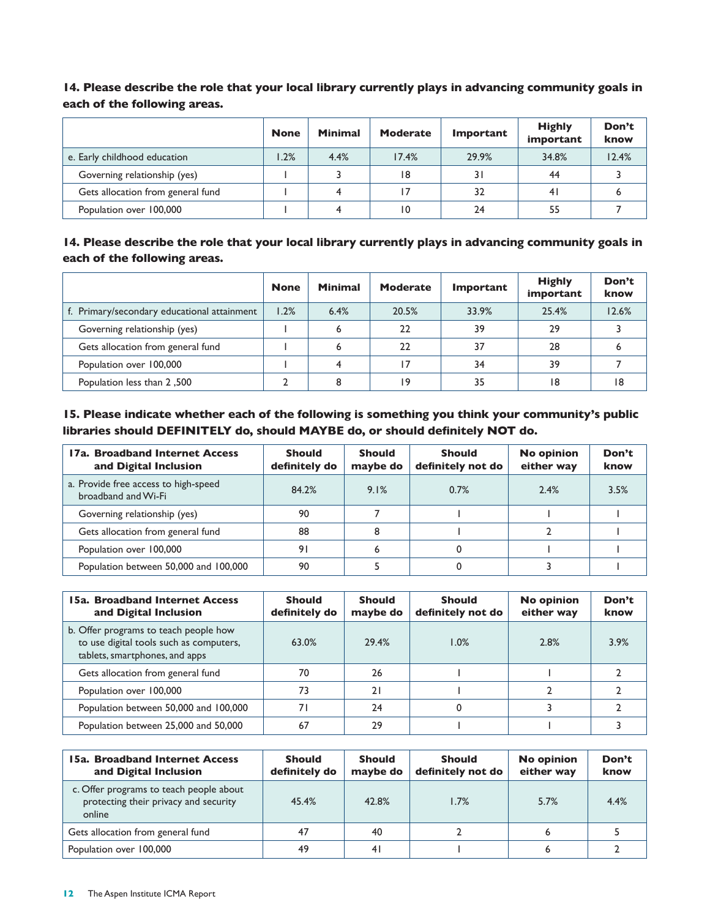**14. Please describe the role that your local library currently plays in advancing community goals in each of the following areas.**

| | None | Minimal | Moderate | Important | Highly important | Don't know |
|---|---|---|---|---|---|---|
| e. Early childhood education | 1.2% | 4.4% | 17.4% | 29.9% | 34.8% | 12.4% |
| Governing relationship (yes) | 1 | 3 | 18 | 31 | 44 | 3 |
| Gets allocation from general fund | 1 | 4 | 17 | 32 | 41 | 6 |
| Population over 100,000 | 1 | 4 | 10 | 24 | 55 | 7 |

**14. Please describe the role that your local library currently plays in advancing community goals in each of the following areas.**

| | None | Minimal | Moderate | Important | Highly important | Don't know |
|---|---|---|---|---|---|---|
| f. Primary/secondary educational attainment | 1.2% | 6.4% | 20.5% | 33.9% | 25.4% | 12.6% |
| Governing relationship (yes) | 1 | 6 | 22 | 39 | 29 | 3 |
| Gets allocation from general fund | 1 | 6 | 22 | 37 | 28 | 6 |
| Population over 100,000 | 1 | 4 | 17 | 34 | 39 | 7 |
| Population less than 2 ,500 | 2 | 8 | 19 | 35 | 18 | 18 |

**15. Please indicate whether each of the following is something you think your community's public libraries should DEFINITELY do, should MAYBE do, or should definitely NOT do.**

| 17a. Broadband Internet Access and Digital Inclusion | Should definitely do | Should maybe do | Should definitely not do | No opinion either way | Don't know |
|---|---|---|---|---|---|
| a. Provide free access to high-speed broadband and Wi-Fi | 84.2% | 9.1% | 0.7% | 2.4% | 3.5% |
| Governing relationship (yes) | 90 | 7 | 1 | 1 | 1 |
| Gets allocation from general fund | 88 | 8 | 1 | 2 | 1 |
| Population over 100,000 | 91 | 6 | 0 | 1 | 1 |
| Population between 50,000 and 100,000 | 90 | 5 | 0 | 3 | 1 |

| 15a. Broadband Internet Access and Digital Inclusion | Should definitely do | Should maybe do | Should definitely not do | No opinion either way | Don't know |
|---|---|---|---|---|---|
| b. Offer programs to teach people how to use digital tools such as computers, tablets, smartphones, and apps | 63.0% | 29.4% | 1.0% | 2.8% | 3.9% |
| Gets allocation from general fund | 70 | 26 | 1 | 1 | 2 |
| Population over 100,000 | 73 | 21 | 1 | 2 | 2 |
| Population between 50,000 and 100,000 | 71 | 24 | 0 | 3 | 2 |
| Population between 25,000 and 50,000 | 67 | 29 | 1 | 1 | 3 |

| 15a. Broadband Internet Access and Digital Inclusion | Should definitely do | Should maybe do | Should definitely not do | No opinion either way | Don't know |
|---|---|---|---|---|---|
| c. Offer programs to teach people about protecting their privacy and security online | 45.4% | 42.8% | 1.7% | 5.7% | 4.4% |
| Gets allocation from general fund | 47 | 40 | 2 | 6 | 5 |
| Population over 100,000 | 49 | 41 | 1 | 6 | 2 |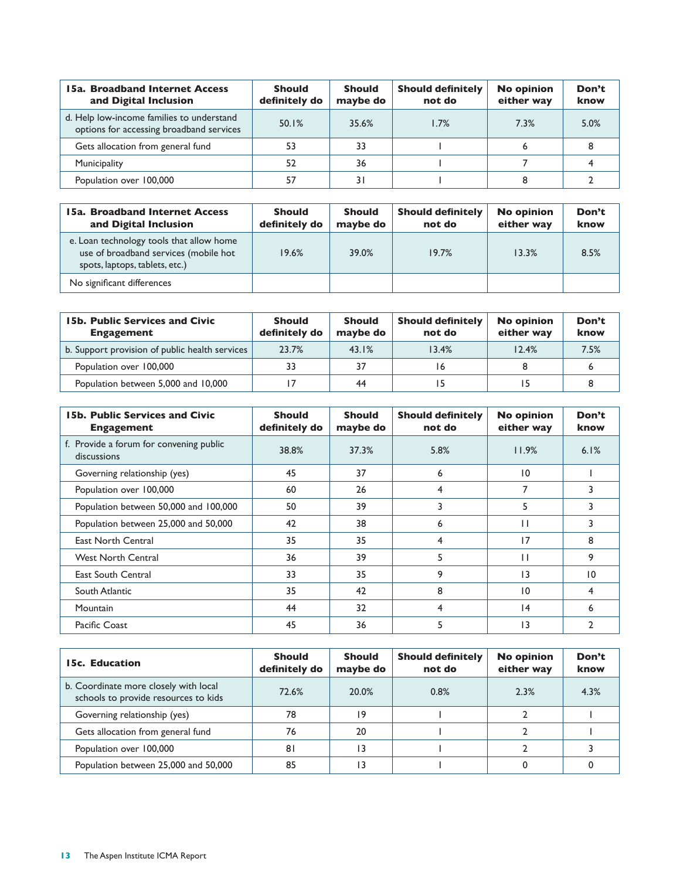| 15a. Broadband Internet Access and Digital Inclusion | Should definitely do | Should maybe do | Should definitely not do | No opinion either way | Don't know |
|---|---|---|---|---|---|
| d. Help low-income families to understand options for accessing broadband services | 50.1% | 35.6% | 1.7% | 7.3% | 5.0% |
| Gets allocation from general fund | 53 | 33 | 1 | 6 | 8 |
| Municipality | 52 | 36 | 1 | 7 | 4 |
| Population over 100,000 | 57 | 31 | 1 | 8 | 2 |

| 15a. Broadband Internet Access and Digital Inclusion | Should definitely do | Should maybe do | Should definitely not do | No opinion either way | Don't know |
|---|---|---|---|---|---|
| e. Loan technology tools that allow home use of broadband services (mobile hot spots, laptops, tablets, etc.) | 19.6% | 39.0% | 19.7% | 13.3% | 8.5% |
| No significant differences | | | | | |

| 15b. Public Services and Civic Engagement | Should definitely do | Should maybe do | Should definitely not do | No opinion either way | Don't know |
|---|---|---|---|---|---|
| b. Support provision of public health services | 23.7% | 43.1% | 13.4% | 12.4% | 7.5% |
| Population over 100,000 | 33 | 37 | 16 | 8 | 6 |
| Population between 5,000 and 10,000 | 17 | 44 | 15 | 15 | 8 |

| 15b. Public Services and Civic Engagement | Should definitely do | Should maybe do | Should definitely not do | No opinion either way | Don't know |
|---|---|---|---|---|---|
| f. Provide a forum for convening public discussions | 38.8% | 37.3% | 5.8% | 11.9% | 6.1% |
| Governing relationship (yes) | 45 | 37 | 6 | 10 | 1 |
| Population over 100,000 | 60 | 26 | 4 | 7 | 3 |
| Population between 50,000 and 100,000 | 50 | 39 | 3 | 5 | 3 |
| Population between 25,000 and 50,000 | 42 | 38 | 6 | 11 | 3 |
| East North Central | 35 | 35 | 4 | 17 | 8 |
| West North Central | 36 | 39 | 5 | 11 | 9 |
| East South Central | 33 | 35 | 9 | 13 | 10 |
| South Atlantic | 35 | 42 | 8 | 10 | 4 |
| Mountain | 44 | 32 | 4 | 14 | 6 |
| Pacific Coast | 45 | 36 | 5 | 13 | 2 |

| 15c. Education | Should definitely do | Should maybe do | Should definitely not do | No opinion either way | Don't know |
|---|---|---|---|---|---|
| b. Coordinate more closely with local schools to provide resources to kids | 72.6% | 20.0% | 0.8% | 2.3% | 4.3% |
| Governing relationship (yes) | 78 | 19 | 1 | 2 | 1 |
| Gets allocation from general fund | 76 | 20 | 1 | 2 | 1 |
| Population over 100,000 | 81 | 13 | 1 | 2 | 3 |
| Population between 25,000 and 50,000 | 85 | 13 | 1 | 0 | 0 |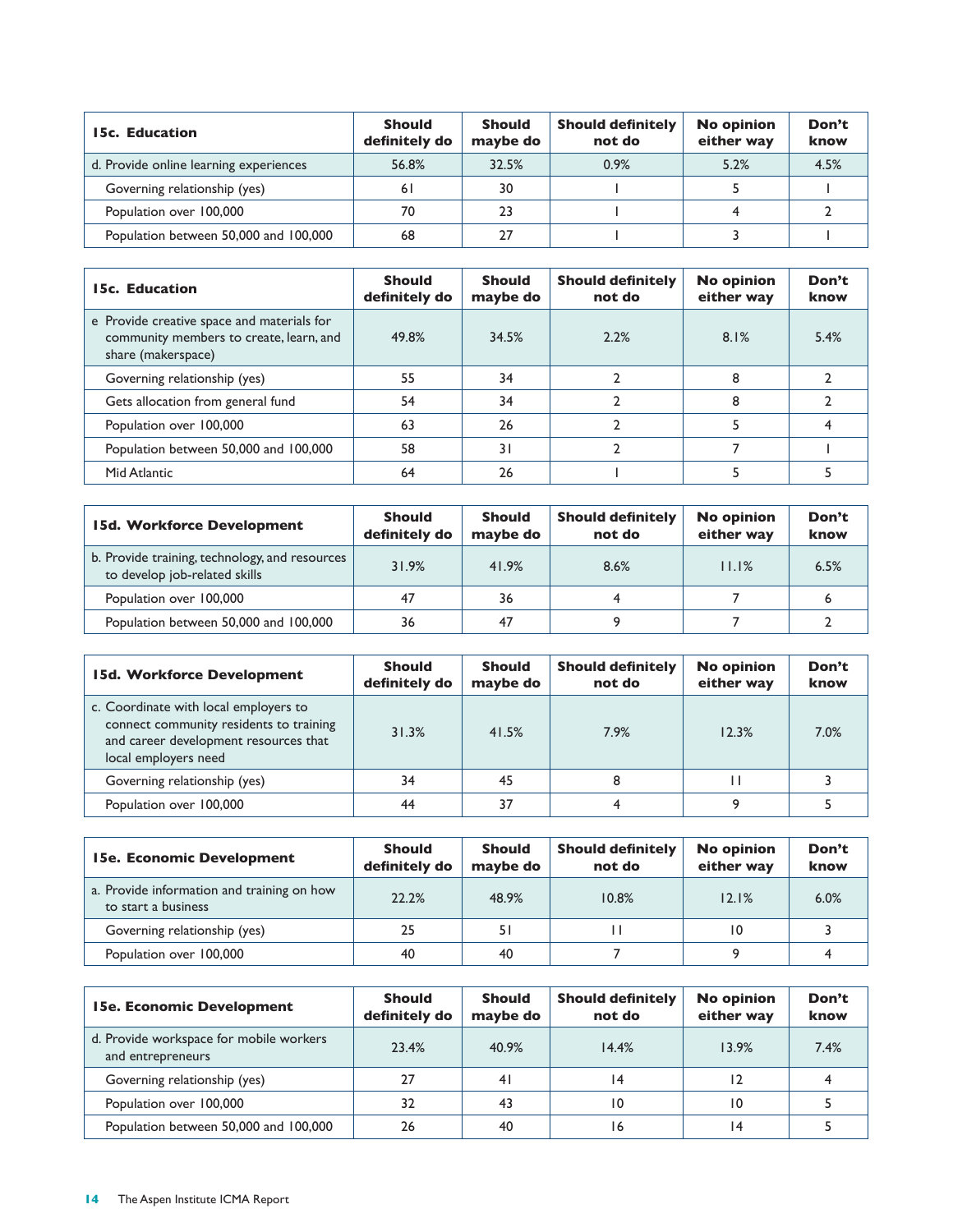| 15c. Education | Should definitely do | Should maybe do | Should definitely not do | No opinion either way | Don't know |
|---|---|---|---|---|---|
| d. Provide online learning experiences | 56.8% | 32.5% | 0.9% | 5.2% | 4.5% |
| Governing relationship (yes) | 61 | 30 | 1 | 5 | 1 |
| Population over 100,000 | 70 | 23 | 1 | 4 | 2 |
| Population between 50,000 and 100,000 | 68 | 27 | 1 | 3 | 1 |

| 15c. Education | Should definitely do | Should maybe do | Should definitely not do | No opinion either way | Don't know |
|---|---|---|---|---|---|
| e Provide creative space and materials for community members to create, learn, and share (makerspace) | 49.8% | 34.5% | 2.2% | 8.1% | 5.4% |
| Governing relationship (yes) | 55 | 34 | 2 | 8 | 2 |
| Gets allocation from general fund | 54 | 34 | 2 | 8 | 2 |
| Population over 100,000 | 63 | 26 | 2 | 5 | 4 |
| Population between 50,000 and 100,000 | 58 | 31 | 2 | 7 | 1 |
| Mid Atlantic | 64 | 26 | 1 | 5 | 5 |

| 15d. Workforce Development | Should definitely do | Should maybe do | Should definitely not do | No opinion either way | Don't know |
|---|---|---|---|---|---|
| b. Provide training, technology, and resources to develop job-related skills | 31.9% | 41.9% | 8.6% | 11.1% | 6.5% |
| Population over 100,000 | 47 | 36 | 4 | 7 | 6 |
| Population between 50,000 and 100,000 | 36 | 47 | 9 | 7 | 2 |

| 15d. Workforce Development | Should definitely do | Should maybe do | Should definitely not do | No opinion either way | Don't know |
|---|---|---|---|---|---|
| c. Coordinate with local employers to connect community residents to training and career development resources that local employers need | 31.3% | 41.5% | 7.9% | 12.3% | 7.0% |
| Governing relationship (yes) | 34 | 45 | 8 | 11 | 3 |
| Population over 100,000 | 44 | 37 | 4 | 9 | 5 |

| 15e. Economic Development | Should definitely do | Should maybe do | Should definitely not do | No opinion either way | Don't know |
|---|---|---|---|---|---|
| a. Provide information and training on how to start a business | 22.2% | 48.9% | 10.8% | 12.1% | 6.0% |
| Governing relationship (yes) | 25 | 51 | 11 | 10 | 3 |
| Population over 100,000 | 40 | 40 | 7 | 9 | 4 |

| 15e. Economic Development | Should definitely do | Should maybe do | Should definitely not do | No opinion either way | Don't know |
|---|---|---|---|---|---|
| d. Provide workspace for mobile workers and entrepreneurs | 23.4% | 40.9% | 14.4% | 13.9% | 7.4% |
| Governing relationship (yes) | 27 | 41 | 14 | 12 | 4 |
| Population over 100,000 | 32 | 43 | 10 | 10 | 5 |
| Population between 50,000 and 100,000 | 26 | 40 | 16 | 14 | 5 |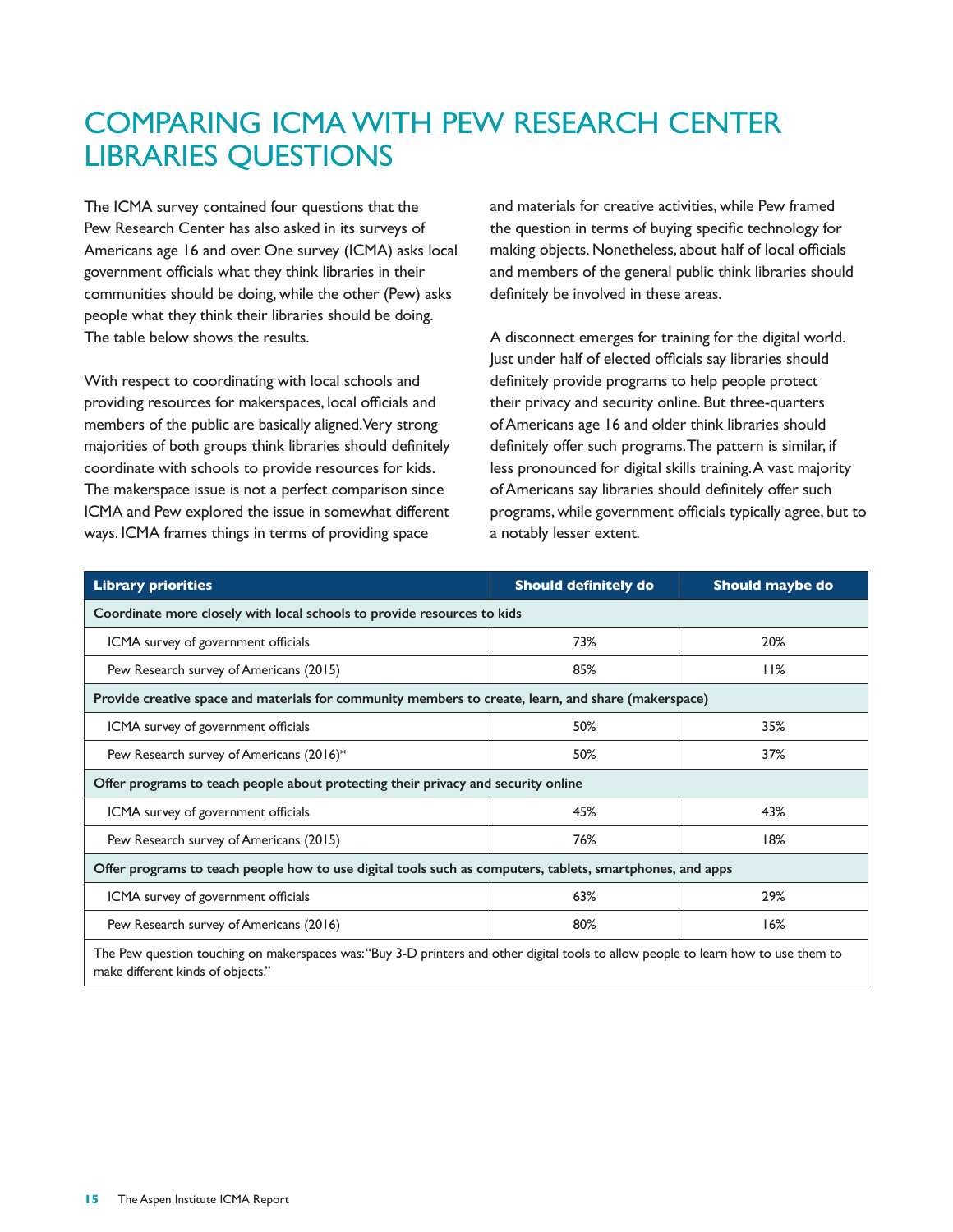# COMPARING ICMA WITH PEW RESEARCH CENTER LIBRARIES QUESTIONS

The ICMA survey contained four questions that the Pew Research Center has also asked in its surveys of Americans age 16 and over. One survey (ICMA) asks local government officials what they think libraries in their communities should be doing, while the other (Pew) asks people what they think their libraries should be doing. The table below shows the results.

With respect to coordinating with local schools and providing resources for makerspaces, local officials and members of the public are basically aligned. Very strong majorities of both groups think libraries should definitely coordinate with schools to provide resources for kids. The makerspace issue is not a perfect comparison since ICMA and Pew explored the issue in somewhat different ways. ICMA frames things in terms of providing space and materials for creative activities, while Pew framed the question in terms of buying specific technology for making objects. Nonetheless, about half of local officials and members of the general public think libraries should definitely be involved in these areas.

A disconnect emerges for training for the digital world. Just under half of elected officials say libraries should definitely provide programs to help people protect their privacy and security online. But three-quarters of Americans age 16 and older think libraries should definitely offer such programs. The pattern is similar, if less pronounced for digital skills training. A vast majority of Americans say libraries should definitely offer such programs, while government officials typically agree, but to a notably lesser extent.

| Library priorities | Should definitely do | Should maybe do |
|---|---|---|
| **Coordinate more closely with local schools to provide resources to kids** | | |
| ICMA survey of government officials | 73% | 20% |
| Pew Research survey of Americans (2015) | 85% | 11% |
| **Provide creative space and materials for community members to create, learn, and share (makerspace)** | | |
| ICMA survey of government officials | 50% | 35% |
| Pew Research survey of Americans (2016)* | 50% | 37% |
| **Offer programs to teach people about protecting their privacy and security online** | | |
| ICMA survey of government officials | 45% | 43% |
| Pew Research survey of Americans (2015) | 76% | 18% |
| **Offer programs to teach people how to use digital tools such as computers, tablets, smartphones, and apps** | | |
| ICMA survey of government officials | 63% | 29% |
| Pew Research survey of Americans (2016) | 80% | 16% |

The Pew question touching on makerspaces was: "Buy 3-D printers and other digital tools to allow people to learn how to use them to make different kinds of objects."